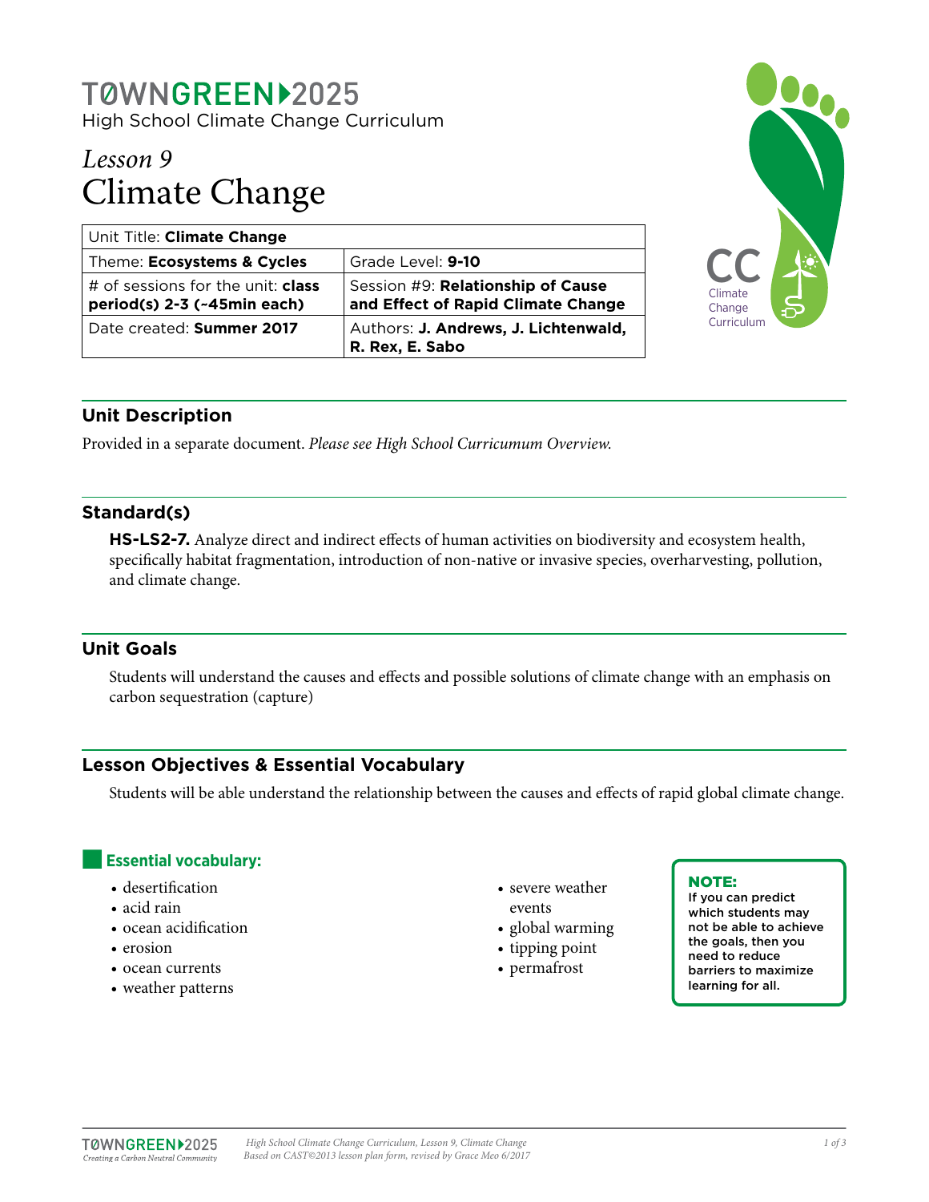# TØWNGREEN 2025

High School Climate Change Curriculum

## *Lesson 9*
# Climate Change

| Unit Title: **Climate Change** | |
|---|---|
| Theme: **Ecosystems & Cycles** | Grade Level: **9-10** |
| # of sessions for the unit: **class period(s) 2-3 (~45min each)** | Session #9: **Relationship of Cause and Effect of Rapid Climate Change** |
| Date created: **Summer 2017** | Authors: **J. Andrews, J. Lichtenwald, R. Rex, E. Sabo** |

## Unit Description

Provided in a separate document. *Please see High School Curricumum Overview.*

## Standard(s)

**HS-LS2-7.** Analyze direct and indirect effects of human activities on biodiversity and ecosystem health, specifically habitat fragmentation, introduction of non-native or invasive species, overharvesting, pollution, and climate change.

## Unit Goals

Students will understand the causes and effects and possible solutions of climate change with an emphasis on carbon sequestration (capture)

## Lesson Objectives & Essential Vocabulary

Students will be able understand the relationship between the causes and effects of rapid global climate change.

### Essential vocabulary:

- desertification
- acid rain
- ocean acidification
- erosion
- ocean currents
- weather patterns
- severe weather events
- global warming
- tipping point
- permafrost

**NOTE:**
**If you can predict which students may not be able to achieve the goals, then you need to reduce barriers to maximize learning for all.**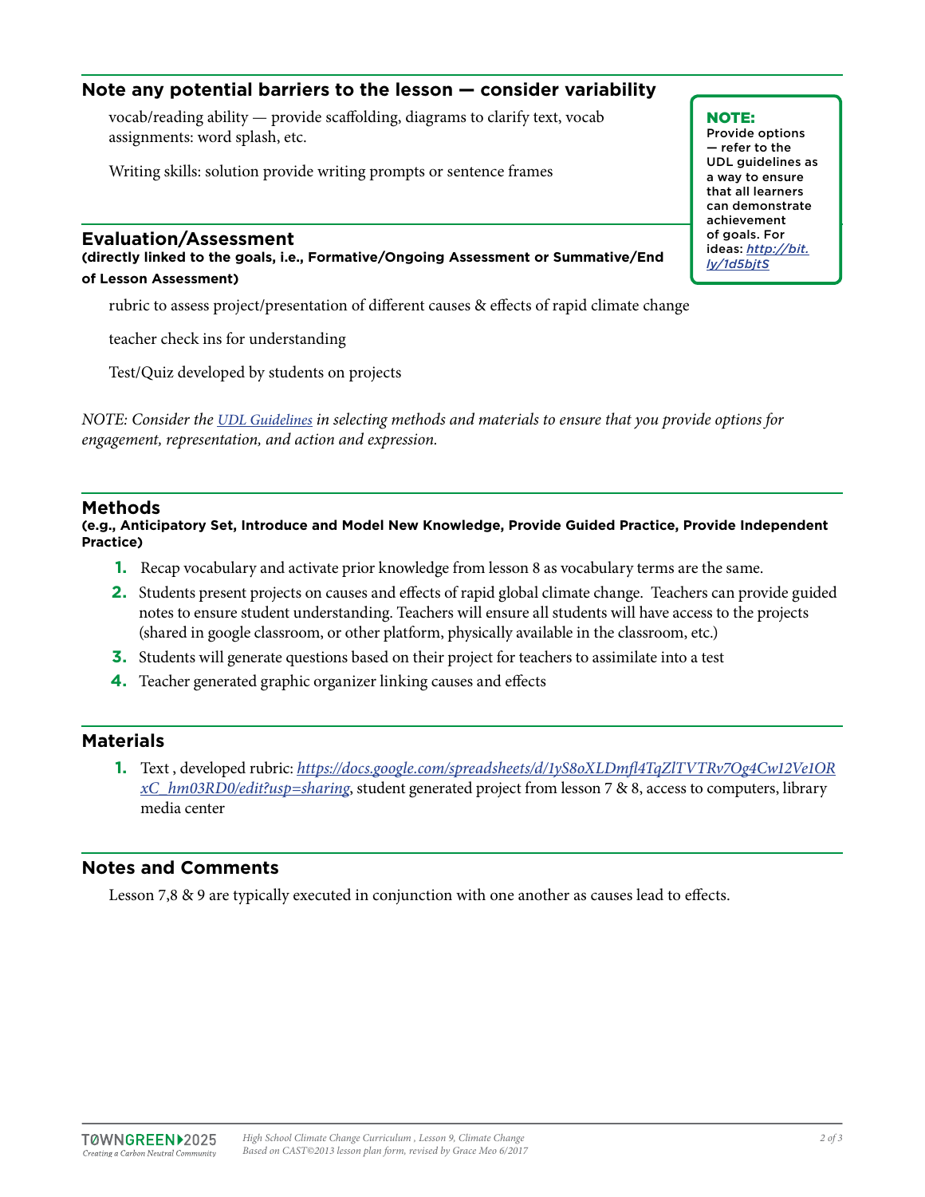## Note any potential barriers to the lesson — consider variability

vocab/reading ability — provide scaffolding, diagrams to clarify text, vocab assignments: word splash, etc.

Writing skills: solution provide writing prompts or sentence frames

> **NOTE:** Provide options — refer to the UDL guidelines as a way to ensure that all learners can demonstrate achievement of goals. For ideas: *http://bit.ly/1d5bjtS*

## Evaluation/Assessment

**(directly linked to the goals, i.e., Formative/Ongoing Assessment or Summative/End of Lesson Assessment)**

rubric to assess project/presentation of different causes & effects of rapid climate change

teacher check ins for understanding

Test/Quiz developed by students on projects

*NOTE: Consider the UDL Guidelines in selecting methods and materials to ensure that you provide options for engagement, representation, and action and expression.*

## Methods

**(e.g., Anticipatory Set, Introduce and Model New Knowledge, Provide Guided Practice, Provide Independent Practice)**

1. Recap vocabulary and activate prior knowledge from lesson 8 as vocabulary terms are the same.
2. Students present projects on causes and effects of rapid global climate change. Teachers can provide guided notes to ensure student understanding. Teachers will ensure all students will have access to the projects (shared in google classroom, or other platform, physically available in the classroom, etc.)
3. Students will generate questions based on their project for teachers to assimilate into a test
4. Teacher generated graphic organizer linking causes and effects

## Materials

1. Text , developed rubric: *https://docs.google.com/spreadsheets/d/1yS8oXLDmfl4TqZlTVTRv7Og4Cw12Ve1ORxC_hm03RD0/edit?usp=sharing*, student generated project from lesson 7 & 8, access to computers, library media center

## Notes and Comments

Lesson 7,8 & 9 are typically executed in conjunction with one another as causes lead to effects.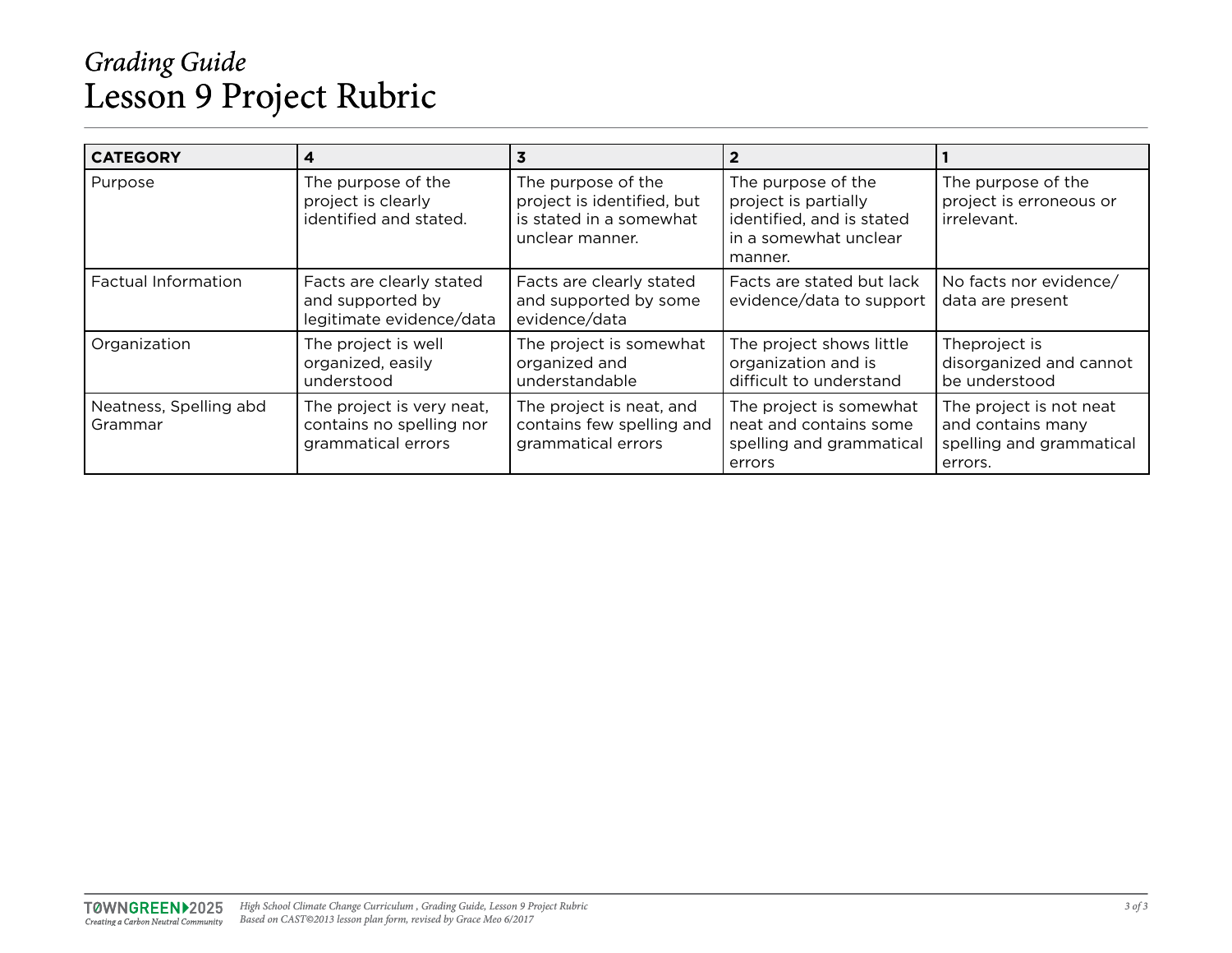*Grading Guide*
# Lesson 9 Project Rubric

| CATEGORY | 4 | 3 | 2 | 1 |
|---|---|---|---|---|
| Purpose | The purpose of the project is clearly identified and stated. | The purpose of the project is identified, but is stated in a somewhat unclear manner. | The purpose of the project is partially identified, and is stated in a somewhat unclear manner. | The purpose of the project is erroneous or irrelevant. |
| Factual Information | Facts are clearly stated and supported by legitimate evidence/data | Facts are clearly stated and supported by some evidence/data | Facts are stated but lack evidence/data to support | No facts nor evidence/ data are present |
| Organization | The project is well organized, easily understood | The project is somewhat organized and understandable | The project shows little organization and is difficult to understand | Theproject is disorganized and cannot be understood |
| Neatness, Spelling abd Grammar | The project is very neat, contains no spelling nor grammatical errors | The project is neat, and contains few spelling and grammatical errors | The project is somewhat neat and contains some spelling and grammatical errors | The project is not neat and contains many spelling and grammatical errors. |